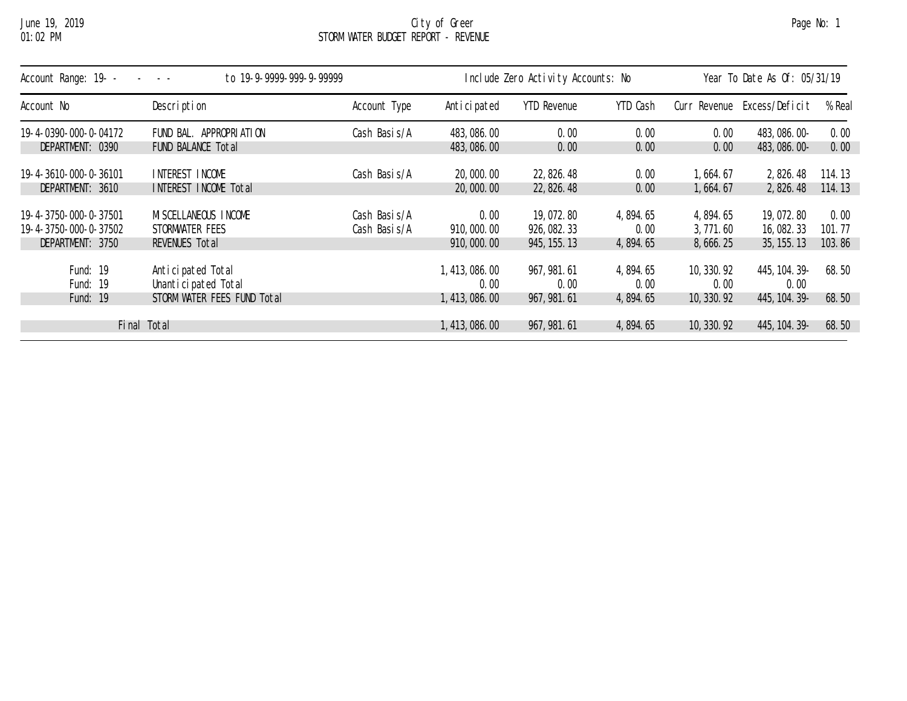# City of Greer

## STORM WATER BUDGET REPORT - REVENUE

June 19, 2019
01:02 PM

Account Range: 19- - - - - to 19-9-9999-999-9-99999 | Include Zero Activity Accounts: No | Year To Date As Of: 05/31/19

| Account No | Description | Account Type | Anticipated | YTD Revenue | YTD Cash | Curr Revenue | Excess/Deficit | % Real |
|---|---|---|---|---|---|---|---|---|
| 19-4-0390-000-0-04172 | FUND BAL. APPROPRIATION | Cash Basis/A | 483,086.00 | 0.00 | 0.00 | 0.00 | 483,086.00- | 0.00 |
| DEPARTMENT: 0390 | FUND BALANCE Total | | 483,086.00 | 0.00 | 0.00 | 0.00 | 483,086.00- | 0.00 |
| 19-4-3610-000-0-36101 | INTEREST INCOME | Cash Basis/A | 20,000.00 | 22,826.48 | 0.00 | 1,664.67 | 2,826.48 | 114.13 |
| DEPARTMENT: 3610 | INTEREST INCOME Total | | 20,000.00 | 22,826.48 | 0.00 | 1,664.67 | 2,826.48 | 114.13 |
| 19-4-3750-000-0-37501 | MISCELLANEOUS INCOME | Cash Basis/A | 0.00 | 19,072.80 | 4,894.65 | 4,894.65 | 19,072.80 | 0.00 |
| 19-4-3750-000-0-37502 | STORMWATER FEES | Cash Basis/A | 910,000.00 | 926,082.33 | 0.00 | 3,771.60 | 16,082.33 | 101.77 |
| DEPARTMENT: 3750 | REVENUES Total | | 910,000.00 | 945,155.13 | 4,894.65 | 8,666.25 | 35,155.13 | 103.86 |
| Fund: 19 | Anticipated Total | | 1,413,086.00 | 967,981.61 | 4,894.65 | 10,330.92 | 445,104.39- | 68.50 |
| Fund: 19 | Unanticipated Total | | 0.00 | 0.00 | 0.00 | 0.00 | 0.00 | |
| Fund: 19 | STORM WATER FEES FUND Total | | 1,413,086.00 | 967,981.61 | 4,894.65 | 10,330.92 | 445,104.39- | 68.50 |
| Final Total | | | 1,413,086.00 | 967,981.61 | 4,894.65 | 10,330.92 | 445,104.39- | 68.50 |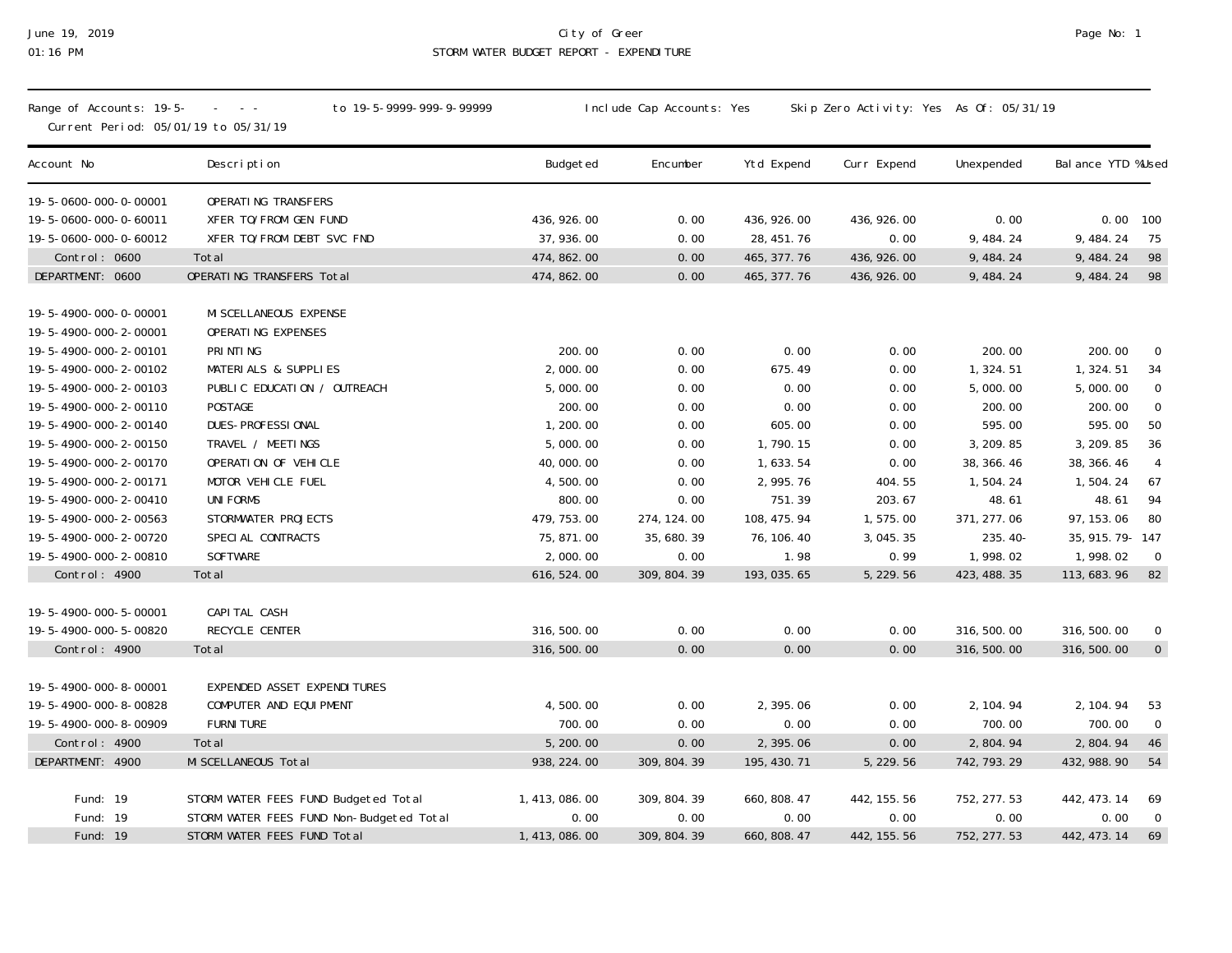City of Greer

STORM WATER BUDGET REPORT - EXPENDITURE

June 19, 2019 01:16 PM

Range of Accounts: 19-5- - - - to 19-5-9999-999-9-99999 Include Cap Accounts: Yes Skip Zero Activity: Yes As Of: 05/31/19

Current Period: 05/01/19 to 05/31/19

| Account No | Description | Budgeted | Encumber | Ytd Expend | Curr Expend | Unexpended | Balance YTD | %Used |
|---|---|---|---|---|---|---|---|---|
| 19-5-0600-000-0-00001 | OPERATING TRANSFERS | | | | | | | |
| 19-5-0600-000-0-60011 | XFER TO/FROM GEN FUND | 436,926.00 | 0.00 | 436,926.00 | 436,926.00 | 0.00 | 0.00 | 100 |
| 19-5-0600-000-0-60012 | XFER TO/FROM DEBT SVC FND | 37,936.00 | 0.00 | 28,451.76 | 0.00 | 9,484.24 | 9,484.24 | 75 |
| Control: 0600 | Total | 474,862.00 | 0.00 | 465,377.76 | 436,926.00 | 9,484.24 | 9,484.24 | 98 |
| DEPARTMENT: 0600 | OPERATING TRANSFERS Total | 474,862.00 | 0.00 | 465,377.76 | 436,926.00 | 9,484.24 | 9,484.24 | 98 |
| 19-5-4900-000-0-00001 | MISCELLANEOUS EXPENSE | | | | | | | |
| 19-5-4900-000-2-00001 | OPERATING EXPENSES | | | | | | | |
| 19-5-4900-000-2-00101 | PRINTING | 200.00 | 0.00 | 0.00 | 0.00 | 200.00 | 200.00 | 0 |
| 19-5-4900-000-2-00102 | MATERIALS & SUPPLIES | 2,000.00 | 0.00 | 675.49 | 0.00 | 1,324.51 | 1,324.51 | 34 |
| 19-5-4900-000-2-00103 | PUBLIC EDUCATION / OUTREACH | 5,000.00 | 0.00 | 0.00 | 0.00 | 5,000.00 | 5,000.00 | 0 |
| 19-5-4900-000-2-00110 | POSTAGE | 200.00 | 0.00 | 0.00 | 0.00 | 200.00 | 200.00 | 0 |
| 19-5-4900-000-2-00140 | DUES-PROFESSIONAL | 1,200.00 | 0.00 | 605.00 | 0.00 | 595.00 | 595.00 | 50 |
| 19-5-4900-000-2-00150 | TRAVEL / MEETINGS | 5,000.00 | 0.00 | 1,790.15 | 0.00 | 3,209.85 | 3,209.85 | 36 |
| 19-5-4900-000-2-00170 | OPERATION OF VEHICLE | 40,000.00 | 0.00 | 1,633.54 | 0.00 | 38,366.46 | 38,366.46 | 4 |
| 19-5-4900-000-2-00171 | MOTOR VEHICLE FUEL | 4,500.00 | 0.00 | 2,995.76 | 404.55 | 1,504.24 | 1,504.24 | 67 |
| 19-5-4900-000-2-00410 | UNIFORMS | 800.00 | 0.00 | 751.39 | 203.67 | 48.61 | 48.61 | 94 |
| 19-5-4900-000-2-00563 | STORMWATER PROJECTS | 479,753.00 | 274,124.00 | 108,475.94 | 1,575.00 | 371,277.06 | 97,153.06 | 80 |
| 19-5-4900-000-2-00720 | SPECIAL CONTRACTS | 75,871.00 | 35,680.39 | 76,106.40 | 3,045.35 | 235.40- | 35,915.79- | 147 |
| 19-5-4900-000-2-00810 | SOFTWARE | 2,000.00 | 0.00 | 1.98 | 0.99 | 1,998.02 | 1,998.02 | 0 |
| Control: 4900 | Total | 616,524.00 | 309,804.39 | 193,035.65 | 5,229.56 | 423,488.35 | 113,683.96 | 82 |
| 19-5-4900-000-5-00001 | CAPITAL CASH | | | | | | | |
| 19-5-4900-000-5-00820 | RECYCLE CENTER | 316,500.00 | 0.00 | 0.00 | 0.00 | 316,500.00 | 316,500.00 | 0 |
| Control: 4900 | Total | 316,500.00 | 0.00 | 0.00 | 0.00 | 316,500.00 | 316,500.00 | 0 |
| 19-5-4900-000-8-00001 | EXPENDED ASSET EXPENDITURES | | | | | | | |
| 19-5-4900-000-8-00828 | COMPUTER AND EQUIPMENT | 4,500.00 | 0.00 | 2,395.06 | 0.00 | 2,104.94 | 2,104.94 | 53 |
| 19-5-4900-000-8-00909 | FURNITURE | 700.00 | 0.00 | 0.00 | 0.00 | 700.00 | 700.00 | 0 |
| Control: 4900 | Total | 5,200.00 | 0.00 | 2,395.06 | 0.00 | 2,804.94 | 2,804.94 | 46 |
| DEPARTMENT: 4900 | MISCELLANEOUS Total | 938,224.00 | 309,804.39 | 195,430.71 | 5,229.56 | 742,793.29 | 432,988.90 | 54 |
| Fund: 19 | STORM WATER FEES FUND Budgeted Total | 1,413,086.00 | 309,804.39 | 660,808.47 | 442,155.56 | 752,277.53 | 442,473.14 | 69 |
| Fund: 19 | STORM WATER FEES FUND Non-Budgeted Total | 0.00 | 0.00 | 0.00 | 0.00 | 0.00 | 0.00 | 0 |
| Fund: 19 | STORM WATER FEES FUND Total | 1,413,086.00 | 309,804.39 | 660,808.47 | 442,155.56 | 752,277.53 | 442,473.14 | 69 |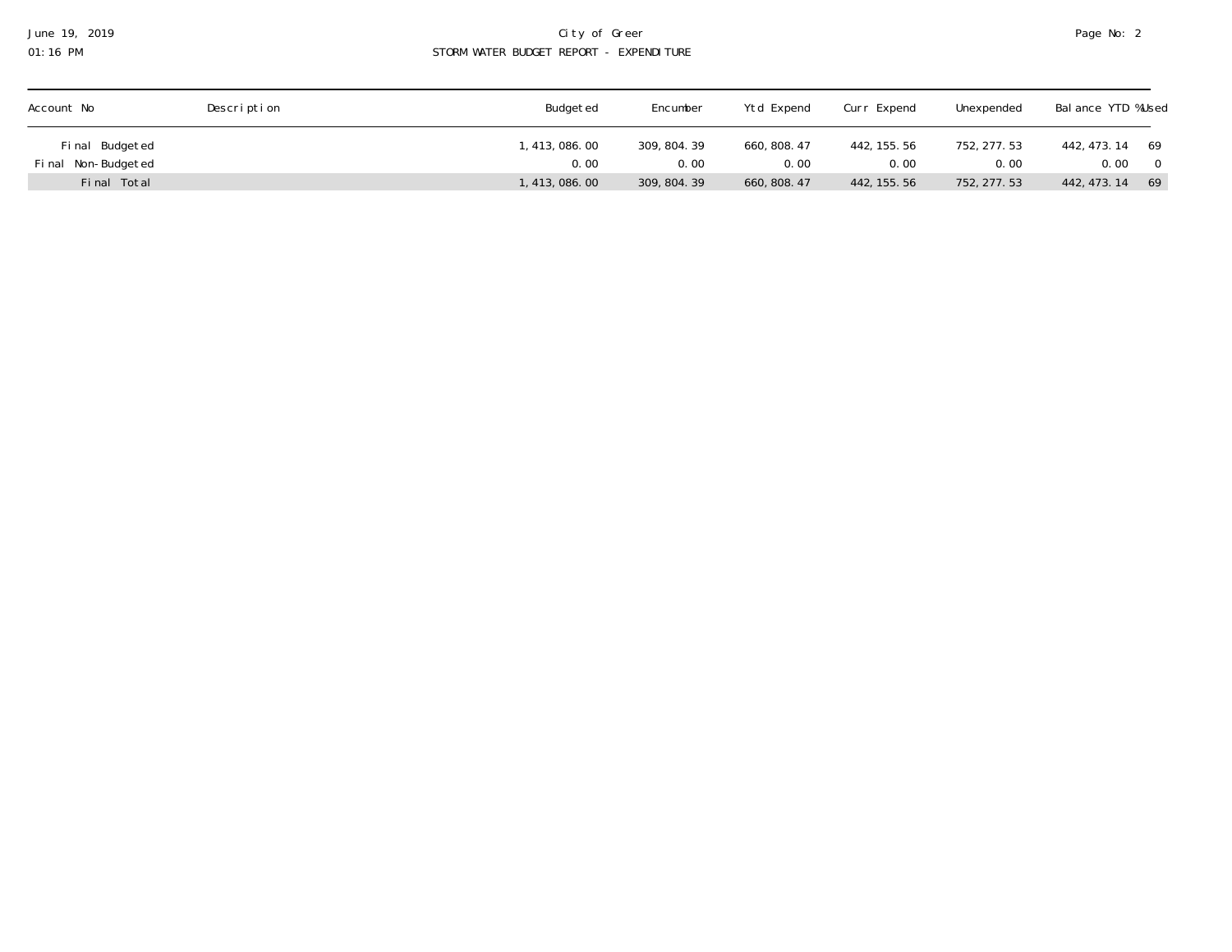| Account No | Description | Budgeted | Encumber | Ytd Expend | Curr Expend | Unexpended | Balance YTD | %Used |
|---|---|---|---|---|---|---|---|---|
| Final Budgeted | | 1,413,086.00 | 309,804.39 | 660,808.47 | 442,155.56 | 752,277.53 | 442,473.14 | 69 |
| Final Non-Budgeted | | 0.00 | 0.00 | 0.00 | 0.00 | 0.00 | 0.00 | 0 |
| Final Total | | 1,413,086.00 | 309,804.39 | 660,808.47 | 442,155.56 | 752,277.53 | 442,473.14 | 69 |